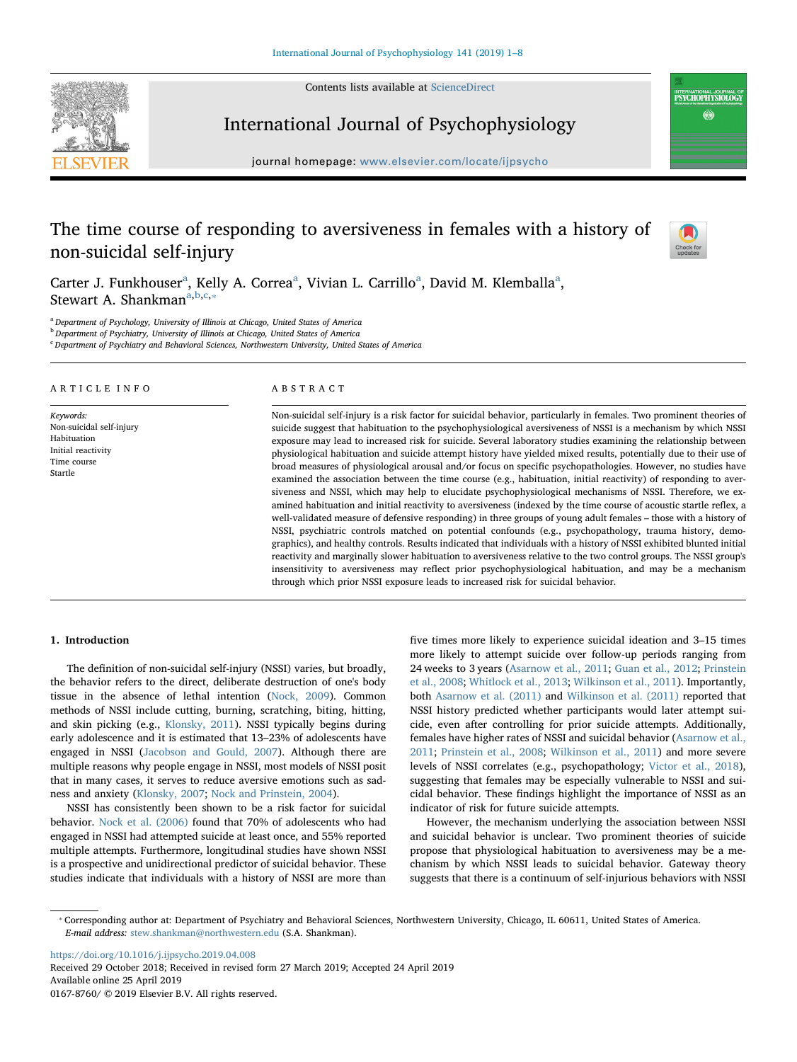# The time course of responding to aversiveness in females with a history of non-suicidal self-injury

Carter J. Funkhouser[a], Kelly A. Correa[a], Vivian L. Carrillo[a], David M. Klemballa[a], Stewart A. Shankman[a,b,c,*]

[a] Department of Psychology, University of Illinois at Chicago, United States of America
[b] Department of Psychiatry, University of Illinois at Chicago, United States of America
[c] Department of Psychiatry and Behavioral Sciences, Northwestern University, United States of America

## ARTICLE INFO

*Keywords:*
Non-suicidal self-injury
Habituation
Initial reactivity
Time course
Startle

## ABSTRACT

Non-suicidal self-injury is a risk factor for suicidal behavior, particularly in females. Two prominent theories of suicide suggest that habituation to the psychophysiological aversiveness of NSSI is a mechanism by which NSSI exposure may lead to increased risk for suicide. Several laboratory studies examining the relationship between physiological habituation and suicide attempt history have yielded mixed results, potentially due to their use of broad measures of physiological arousal and/or focus on specific psychopathologies. However, no studies have examined the association between the time course (e.g., habituation, initial reactivity) of responding to aversiveness and NSSI, which may help to elucidate psychophysiological mechanisms of NSSI. Therefore, we examined habituation and initial reactivity to aversiveness (indexed by the time course of acoustic startle reflex, a well-validated measure of defensive responding) in three groups of young adult females – those with a history of NSSI, psychiatric controls matched on potential confounds (e.g., psychopathology, trauma history, demographics), and healthy controls. Results indicated that individuals with a history of NSSI exhibited blunted initial reactivity and marginally slower habituation to aversiveness relative to the two control groups. The NSSI group's insensitivity to aversiveness may reflect prior psychophysiological habituation, and may be a mechanism through which prior NSSI exposure leads to increased risk for suicidal behavior.

## 1. Introduction

The definition of non-suicidal self-injury (NSSI) varies, but broadly, the behavior refers to the direct, deliberate destruction of one's body tissue in the absence of lethal intention (Nock, 2009). Common methods of NSSI include cutting, burning, scratching, biting, hitting, and skin picking (e.g., Klonsky, 2011). NSSI typically begins during early adolescence and it is estimated that 13–23% of adolescents have engaged in NSSI (Jacobson and Gould, 2007). Although there are multiple reasons why people engage in NSSI, most models of NSSI posit that in many cases, it serves to reduce aversive emotions such as sadness and anxiety (Klonsky, 2007; Nock and Prinstein, 2004).

NSSI has consistently been shown to be a risk factor for suicidal behavior. Nock et al. (2006) found that 70% of adolescents who had engaged in NSSI had attempted suicide at least once, and 55% reported multiple attempts. Furthermore, longitudinal studies have shown NSSI is a prospective and unidirectional predictor of suicidal behavior. These studies indicate that individuals with a history of NSSI are more than five times more likely to experience suicidal ideation and 3–15 times more likely to attempt suicide over follow-up periods ranging from 24 weeks to 3 years (Asarnow et al., 2011; Guan et al., 2012; Prinstein et al., 2008; Whitlock et al., 2013; Wilkinson et al., 2011). Importantly, both Asarnow et al. (2011) and Wilkinson et al. (2011) reported that NSSI history predicted whether participants would later attempt suicide, even after controlling for prior suicide attempts. Additionally, females have higher rates of NSSI and suicidal behavior (Asarnow et al., 2011; Prinstein et al., 2008; Wilkinson et al., 2011) and more severe levels of NSSI correlates (e.g., psychopathology; Victor et al., 2018), suggesting that females may be especially vulnerable to NSSI and suicidal behavior. These findings highlight the importance of NSSI as an indicator of risk for future suicide attempts.

However, the mechanism underlying the association between NSSI and suicidal behavior is unclear. Two prominent theories of suicide propose that physiological habituation to aversiveness may be a mechanism by which NSSI leads to suicidal behavior. Gateway theory suggests that there is a continuum of self-injurious behaviors with NSSI

* Corresponding author at: Department of Psychiatry and Behavioral Sciences, Northwestern University, Chicago, IL 60611, United States of America.
*E-mail address:* stew.shankman@northwestern.edu (S.A. Shankman).

https://doi.org/10.1016/j.ijpsycho.2019.04.008
Received 29 October 2018; Received in revised form 27 March 2019; Accepted 24 April 2019
Available online 25 April 2019
0167-8760/ © 2019 Elsevier B.V. All rights reserved.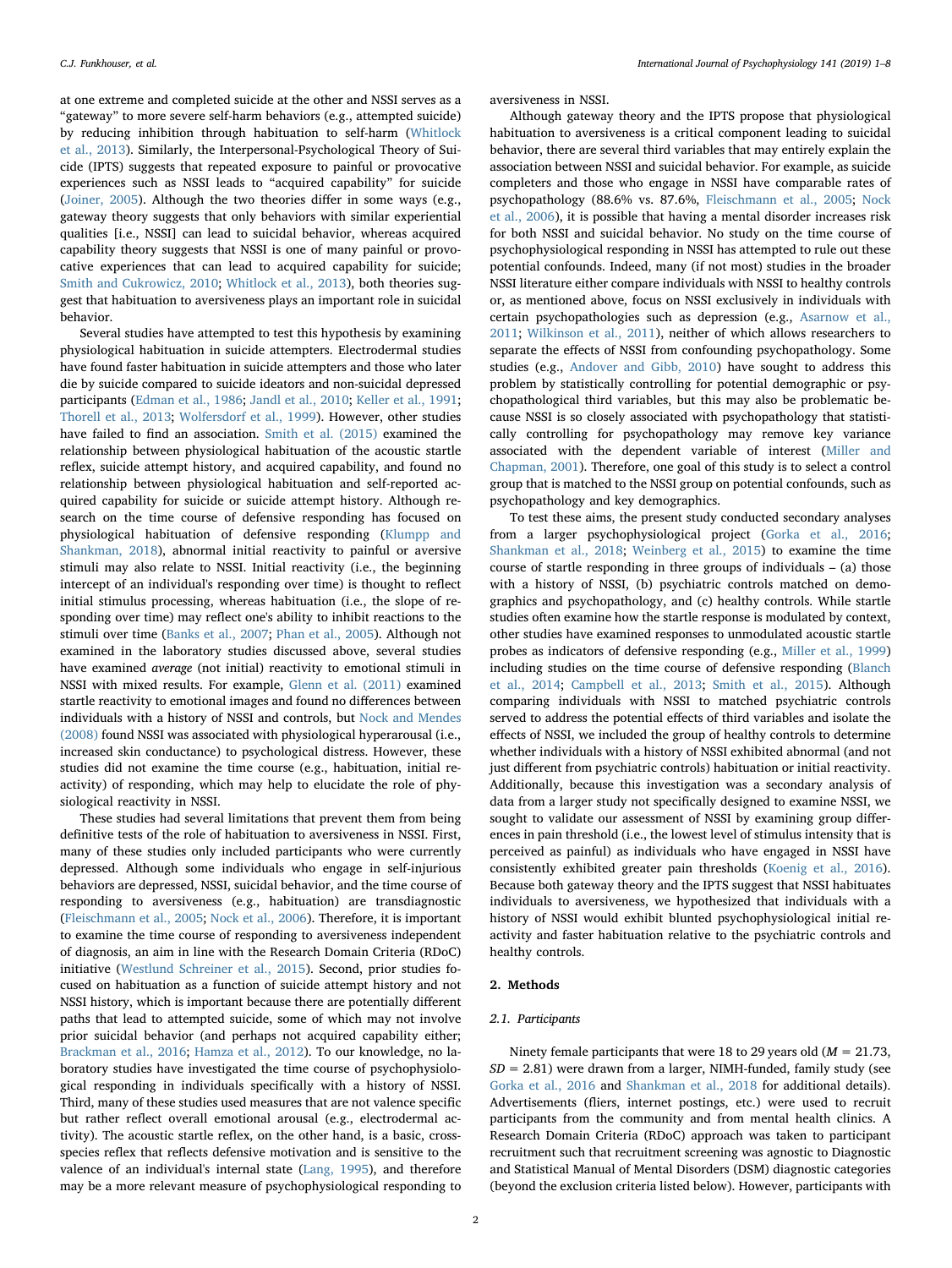at one extreme and completed suicide at the other and NSSI serves as a "gateway" to more severe self-harm behaviors (e.g., attempted suicide) by reducing inhibition through habituation to self-harm (Whitlock et al., 2013). Similarly, the Interpersonal-Psychological Theory of Suicide (IPTS) suggests that repeated exposure to painful or provocative experiences such as NSSI leads to "acquired capability" for suicide (Joiner, 2005). Although the two theories differ in some ways (e.g., gateway theory suggests that only behaviors with similar experiential qualities [i.e., NSSI] can lead to suicidal behavior, whereas acquired capability theory suggests that NSSI is one of many painful or provocative experiences that can lead to acquired capability for suicide; Smith and Cukrowicz, 2010; Whitlock et al., 2013), both theories suggest that habituation to aversiveness plays an important role in suicidal behavior.

Several studies have attempted to test this hypothesis by examining physiological habituation in suicide attempters. Electrodermal studies have found faster habituation in suicide attempters and those who later die by suicide compared to suicide ideators and non-suicidal depressed participants (Edman et al., 1986; Jandl et al., 2010; Keller et al., 1991; Thorell et al., 2013; Wolfersdorf et al., 1999). However, other studies have failed to find an association. Smith et al. (2015) examined the relationship between physiological habituation of the acoustic startle reflex, suicide attempt history, and acquired capability, and found no relationship between physiological habituation and self-reported acquired capability for suicide or suicide attempt history. Although research on the time course of defensive responding has focused on physiological habituation of defensive responding (Klumpp and Shankman, 2018), abnormal initial reactivity to painful or aversive stimuli may also relate to NSSI. Initial reactivity (i.e., the beginning intercept of an individual's responding over time) is thought to reflect initial stimulus processing, whereas habituation (i.e., the slope of responding over time) may reflect one's ability to inhibit reactions to the stimuli over time (Banks et al., 2007; Phan et al., 2005). Although not examined in the laboratory studies discussed above, several studies have examined *average* (not initial) reactivity to emotional stimuli in NSSI with mixed results. For example, Glenn et al. (2011) examined startle reactivity to emotional images and found no differences between individuals with a history of NSSI and controls, but Nock and Mendes (2008) found NSSI was associated with physiological hyperarousal (i.e., increased skin conductance) to psychological distress. However, these studies did not examine the time course (e.g., habituation, initial reactivity) of responding, which may help to elucidate the role of physiological reactivity in NSSI.

These studies had several limitations that prevent them from being definitive tests of the role of habituation to aversiveness in NSSI. First, many of these studies only included participants who were currently depressed. Although some individuals who engage in self-injurious behaviors are depressed, NSSI, suicidal behavior, and the time course of responding to aversiveness (e.g., habituation) are transdiagnostic (Fleischmann et al., 2005; Nock et al., 2006). Therefore, it is important to examine the time course of responding to aversiveness independent of diagnosis, an aim in line with the Research Domain Criteria (RDoC) initiative (Westlund Schreiner et al., 2015). Second, prior studies focused on habituation as a function of suicide attempt history and not NSSI history, which is important because there are potentially different paths that lead to attempted suicide, some of which may not involve prior suicidal behavior (and perhaps not acquired capability either; Brackman et al., 2016; Hamza et al., 2012). To our knowledge, no laboratory studies have investigated the time course of psychophysiological responding in individuals specifically with a history of NSSI. Third, many of these studies used measures that are not valence specific but rather reflect overall emotional arousal (e.g., electrodermal activity). The acoustic startle reflex, on the other hand, is a basic, cross-species reflex that reflects defensive motivation and is sensitive to the valence of an individual's internal state (Lang, 1995), and therefore may be a more relevant measure of psychophysiological responding to aversiveness in NSSI.

Although gateway theory and the IPTS propose that physiological habituation to aversiveness is a critical component leading to suicidal behavior, there are several third variables that may entirely explain the association between NSSI and suicidal behavior. For example, as suicide completers and those who engage in NSSI have comparable rates of psychopathology (88.6% vs. 87.6%, Fleischmann et al., 2005; Nock et al., 2006), it is possible that having a mental disorder increases risk for both NSSI and suicidal behavior. No study on the time course of psychophysiological responding in NSSI has attempted to rule out these potential confounds. Indeed, many (if not most) studies in the broader NSSI literature either compare individuals with NSSI to healthy controls or, as mentioned above, focus on NSSI exclusively in individuals with certain psychopathologies such as depression (e.g., Asarnow et al., 2011; Wilkinson et al., 2011), neither of which allows researchers to separate the effects of NSSI from confounding psychopathology. Some studies (e.g., Andover and Gibb, 2010) have sought to address this problem by statistically controlling for potential demographic or psychopathological third variables, but this may also be problematic because NSSI is so closely associated with psychopathology that statistically controlling for psychopathology may remove key variance associated with the dependent variable of interest (Miller and Chapman, 2001). Therefore, one goal of this study is to select a control group that is matched to the NSSI group on potential confounds, such as psychopathology and key demographics.

To test these aims, the present study conducted secondary analyses from a larger psychophysiological project (Gorka et al., 2016; Shankman et al., 2018; Weinberg et al., 2015) to examine the time course of startle responding in three groups of individuals – (a) those with a history of NSSI, (b) psychiatric controls matched on demographics and psychopathology, and (c) healthy controls. While startle studies often examine how the startle response is modulated by context, other studies have examined responses to unmodulated acoustic startle probes as indicators of defensive responding (e.g., Miller et al., 1999) including studies on the time course of defensive responding (Blanch et al., 2014; Campbell et al., 2013; Smith et al., 2015). Although comparing individuals with NSSI to matched psychiatric controls served to address the potential effects of third variables and isolate the effects of NSSI, we included the group of healthy controls to determine whether individuals with a history of NSSI exhibited abnormal (and not just different from psychiatric controls) habituation or initial reactivity. Additionally, because this investigation was a secondary analysis of data from a larger study not specifically designed to examine NSSI, we sought to validate our assessment of NSSI by examining group differences in pain threshold (i.e., the lowest level of stimulus intensity that is perceived as painful) as individuals who have engaged in NSSI have consistently exhibited greater pain thresholds (Koenig et al., 2016). Because both gateway theory and the IPTS suggest that NSSI habituates individuals to aversiveness, we hypothesized that individuals with a history of NSSI would exhibit blunted psychophysiological initial reactivity and faster habituation relative to the psychiatric controls and healthy controls.

## 2. Methods

### 2.1. Participants

Ninety female participants that were 18 to 29 years old ($M = 21.73$, $SD = 2.81$) were drawn from a larger, NIMH-funded, family study (see Gorka et al., 2016 and Shankman et al., 2018 for additional details). Advertisements (fliers, internet postings, etc.) were used to recruit participants from the community and from mental health clinics. A Research Domain Criteria (RDoC) approach was taken to participant recruitment such that recruitment screening was agnostic to Diagnostic and Statistical Manual of Mental Disorders (DSM) diagnostic categories (beyond the exclusion criteria listed below). However, participants with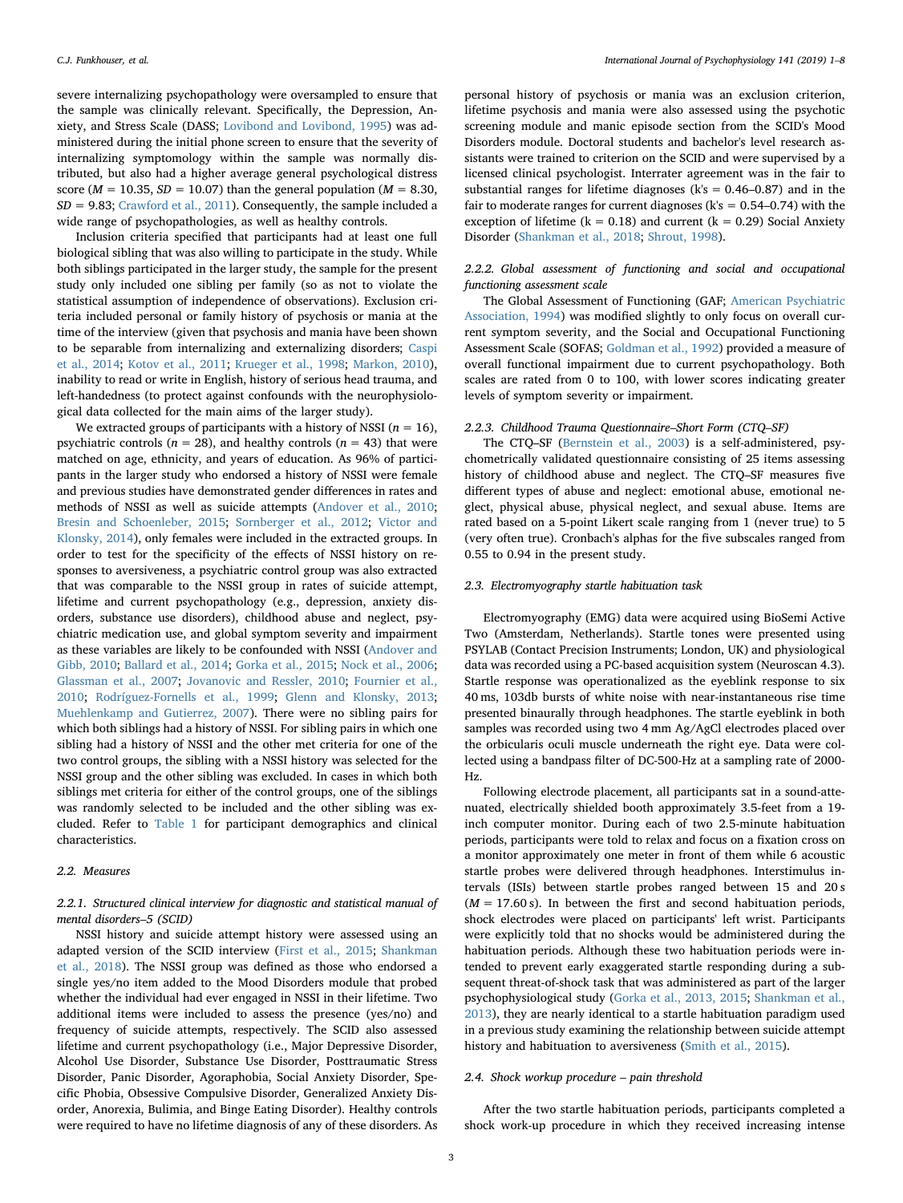severe internalizing psychopathology were oversampled to ensure that the sample was clinically relevant. Specifically, the Depression, Anxiety, and Stress Scale (DASS; Lovibond and Lovibond, 1995) was administered during the initial phone screen to ensure that the severity of internalizing symptomology within the sample was normally distributed, but also had a higher average general psychological distress score ($M = 10.35$, $SD = 10.07$) than the general population ($M = 8.30$, $SD = 9.83$; Crawford et al., 2011). Consequently, the sample included a wide range of psychopathologies, as well as healthy controls.

Inclusion criteria specified that participants had at least one full biological sibling that was also willing to participate in the study. While both siblings participated in the larger study, the sample for the present study only included one sibling per family (so as not to violate the statistical assumption of independence of observations). Exclusion criteria included personal or family history of psychosis or mania at the time of the interview (given that psychosis and mania have been shown to be separable from internalizing and externalizing disorders; Caspi et al., 2014; Kotov et al., 2011; Krueger et al., 1998; Markon, 2010), inability to read or write in English, history of serious head trauma, and left-handedness (to protect against confounds with the neurophysiological data collected for the main aims of the larger study).

We extracted groups of participants with a history of NSSI ($n = 16$), psychiatric controls ($n = 28$), and healthy controls ($n = 43$) that were matched on age, ethnicity, and years of education. As 96% of participants in the larger study who endorsed a history of NSSI were female and previous studies have demonstrated gender differences in rates and methods of NSSI as well as suicide attempts (Andover et al., 2010; Bresin and Schoenleber, 2015; Sornberger et al., 2012; Victor and Klonsky, 2014), only females were included in the extracted groups. In order to test for the specificity of the effects of NSSI history on responses to aversiveness, a psychiatric control group was also extracted that was comparable to the NSSI group in rates of suicide attempt, lifetime and current psychopathology (e.g., depression, anxiety disorders, substance use disorders), childhood abuse and neglect, psychiatric medication use, and global symptom severity and impairment as these variables are likely to be confounded with NSSI (Andover and Gibb, 2010; Ballard et al., 2014; Gorka et al., 2015; Nock et al., 2006; Glassman et al., 2007; Jovanovic and Ressler, 2010; Fournier et al., 2010; Rodríguez-Fornells et al., 1999; Glenn and Klonsky, 2013; Muehlenkamp and Gutierrez, 2007). There were no sibling pairs for which both siblings had a history of NSSI. For sibling pairs in which one sibling had a history of NSSI and the other met criteria for one of the two control groups, the sibling with a NSSI history was selected for the NSSI group and the other sibling was excluded. In cases in which both siblings met criteria for either of the control groups, one of the siblings was randomly selected to be included and the other sibling was excluded. Refer to Table 1 for participant demographics and clinical characteristics.

### 2.2. Measures

#### 2.2.1. Structured clinical interview for diagnostic and statistical manual of mental disorders–5 (SCID)

NSSI history and suicide attempt history were assessed using an adapted version of the SCID interview (First et al., 2015; Shankman et al., 2018). The NSSI group was defined as those who endorsed a single yes/no item added to the Mood Disorders module that probed whether the individual had ever engaged in NSSI in their lifetime. Two additional items were included to assess the presence (yes/no) and frequency of suicide attempts, respectively. The SCID also assessed lifetime and current psychopathology (i.e., Major Depressive Disorder, Alcohol Use Disorder, Substance Use Disorder, Posttraumatic Stress Disorder, Panic Disorder, Agoraphobia, Social Anxiety Disorder, Specific Phobia, Obsessive Compulsive Disorder, Generalized Anxiety Disorder, Anorexia, Bulimia, and Binge Eating Disorder). Healthy controls were required to have no lifetime diagnosis of any of these disorders. As personal history of psychosis or mania was an exclusion criterion, lifetime psychosis and mania were also assessed using the psychotic screening module and manic episode section from the SCID's Mood Disorders module. Doctoral students and bachelor's level research assistants were trained to criterion on the SCID and were supervised by a licensed clinical psychologist. Interrater agreement was in the fair to substantial ranges for lifetime diagnoses (k's = 0.46–0.87) and in the fair to moderate ranges for current diagnoses (k's = 0.54–0.74) with the exception of lifetime (k = 0.18) and current (k = 0.29) Social Anxiety Disorder (Shankman et al., 2018; Shrout, 1998).

#### 2.2.2. Global assessment of functioning and social and occupational functioning assessment scale

The Global Assessment of Functioning (GAF; American Psychiatric Association, 1994) was modified slightly to only focus on overall current symptom severity, and the Social and Occupational Functioning Assessment Scale (SOFAS; Goldman et al., 1992) provided a measure of overall functional impairment due to current psychopathology. Both scales are rated from 0 to 100, with lower scores indicating greater levels of symptom severity or impairment.

#### 2.2.3. Childhood Trauma Questionnaire–Short Form (CTQ–SF)

The CTQ–SF (Bernstein et al., 2003) is a self-administered, psychometrically validated questionnaire consisting of 25 items assessing history of childhood abuse and neglect. The CTQ–SF measures five different types of abuse and neglect: emotional abuse, emotional neglect, physical abuse, physical neglect, and sexual abuse. Items are rated based on a 5-point Likert scale ranging from 1 (never true) to 5 (very often true). Cronbach's alphas for the five subscales ranged from 0.55 to 0.94 in the present study.

### 2.3. Electromyography startle habituation task

Electromyography (EMG) data were acquired using BioSemi Active Two (Amsterdam, Netherlands). Startle tones were presented using PSYLAB (Contact Precision Instruments; London, UK) and physiological data was recorded using a PC-based acquisition system (Neuroscan 4.3). Startle response was operationalized as the eyeblink response to six 40 ms, 103db bursts of white noise with near-instantaneous rise time presented binaurally through headphones. The startle eyeblink in both samples was recorded using two 4 mm Ag/AgCl electrodes placed over the orbicularis oculi muscle underneath the right eye. Data were collected using a bandpass filter of DC-500-Hz at a sampling rate of 2000-Hz.

Following electrode placement, all participants sat in a sound-attenuated, electrically shielded booth approximately 3.5-feet from a 19-inch computer monitor. During each of two 2.5-minute habituation periods, participants were told to relax and focus on a fixation cross on a monitor approximately one meter in front of them while 6 acoustic startle probes were delivered through headphones. Interstimulus intervals (ISIs) between startle probes ranged between 15 and 20 s ($M = 17.60$ s). In between the first and second habituation periods, shock electrodes were placed on participants' left wrist. Participants were explicitly told that no shocks would be administered during the habituation periods. Although these two habituation periods were intended to prevent early exaggerated startle responding during a subsequent threat-of-shock task that was administered as part of the larger psychophysiological study (Gorka et al., 2013, 2015; Shankman et al., 2013), they are nearly identical to a startle habituation paradigm used in a previous study examining the relationship between suicide attempt history and habituation to aversiveness (Smith et al., 2015).

### 2.4. Shock workup procedure – pain threshold

After the two startle habituation periods, participants completed a shock work-up procedure in which they received increasing intense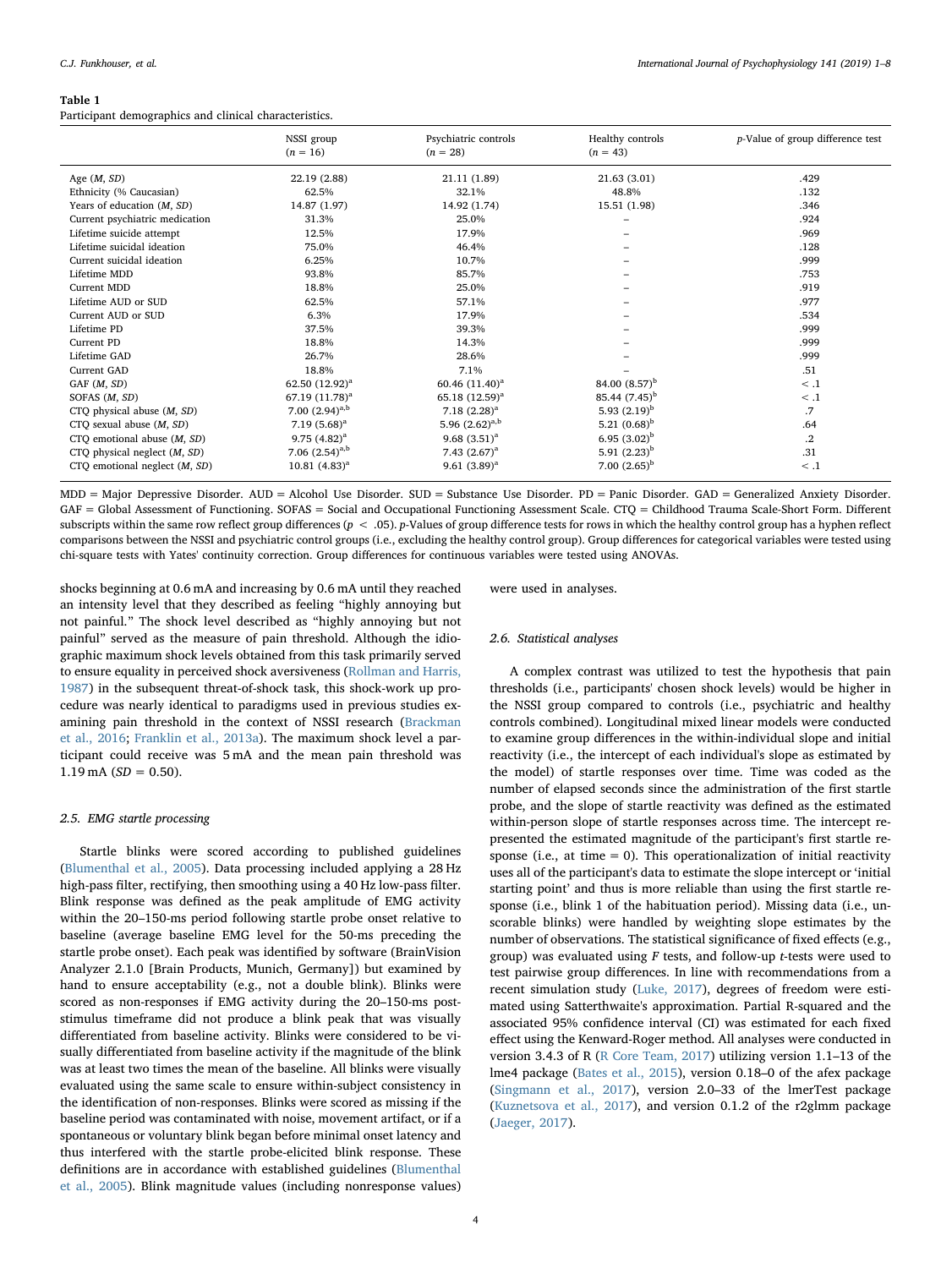**Table 1**
Participant demographics and clinical characteristics.

| | NSSI group ($n$ = 16) | Psychiatric controls ($n$ = 28) | Healthy controls ($n$ = 43) | $p$-Value of group difference test |
|---|---|---|---|---|
| Age ($M$, $SD$) | 22.19 (2.88) | 21.11 (1.89) | 21.63 (3.01) | .429 |
| Ethnicity (% Caucasian) | 62.5% | 32.1% | 48.8% | .132 |
| Years of education ($M$, $SD$) | 14.87 (1.97) | 14.92 (1.74) | 15.51 (1.98) | .346 |
| Current psychiatric medication | 31.3% | 25.0% | – | .924 |
| Lifetime suicide attempt | 12.5% | 17.9% | – | .969 |
| Lifetime suicidal ideation | 75.0% | 46.4% | – | .128 |
| Current suicidal ideation | 6.25% | 10.7% | – | .999 |
| Lifetime MDD | 93.8% | 85.7% | – | .753 |
| Current MDD | 18.8% | 25.0% | – | .919 |
| Lifetime AUD or SUD | 62.5% | 57.1% | – | .977 |
| Current AUD or SUD | 6.3% | 17.9% | – | .534 |
| Lifetime PD | 37.5% | 39.3% | – | .999 |
| Current PD | 18.8% | 14.3% | – | .999 |
| Lifetime GAD | 26.7% | 28.6% | – | .999 |
| Current GAD | 18.8% | 7.1% | – | .51 |
| GAF ($M$, $SD$) | 62.50 (12.92)[a] | 60.46 (11.40)[a] | 84.00 (8.57)[b] | < .1 |
| SOFAS ($M$, $SD$) | 67.19 (11.78)[a] | 65.18 (12.59)[a] | 85.44 (7.45)[b] | < .1 |
| CTQ physical abuse ($M$, $SD$) | 7.00 (2.94)[a,b] | 7.18 (2.28)[a] | 5.93 (2.19)[b] | .7 |
| CTQ sexual abuse ($M$, $SD$) | 7.19 (5.68)[a] | 5.96 (2.62)[a,b] | 5.21 (0.68)[b] | .64 |
| CTQ emotional abuse ($M$, $SD$) | 9.75 (4.82)[a] | 9.68 (3.51)[a] | 6.95 (3.02)[b] | .2 |
| CTQ physical neglect ($M$, $SD$) | 7.06 (2.54)[a,b] | 7.43 (2.67)[a] | 5.91 (2.23)[b] | .31 |
| CTQ emotional neglect ($M$, $SD$) | 10.81 (4.83)[a] | 9.61 (3.89)[a] | 7.00 (2.65)[b] | < .1 |

MDD = Major Depressive Disorder. AUD = Alcohol Use Disorder. SUD = Substance Use Disorder. PD = Panic Disorder. GAD = Generalized Anxiety Disorder. GAF = Global Assessment of Functioning. SOFAS = Social and Occupational Functioning Assessment Scale. CTQ = Childhood Trauma Scale-Short Form. Different subscripts within the same row reflect group differences ($p < .05$). $p$-Values of group difference tests for rows in which the healthy control group has a hyphen reflect comparisons between the NSSI and psychiatric control groups (i.e., excluding the healthy control group). Group differences for categorical variables were tested using chi-square tests with Yates' continuity correction. Group differences for continuous variables were tested using ANOVAs.

shocks beginning at 0.6 mA and increasing by 0.6 mA until they reached an intensity level that they described as feeling "highly annoying but not painful." The shock level described as "highly annoying but not painful" served as the measure of pain threshold. Although the idiographic maximum shock levels obtained from this task primarily served to ensure equality in perceived shock aversiveness (Rollman and Harris, 1987) in the subsequent threat-of-shock task, this shock-work up procedure was nearly identical to paradigms used in previous studies examining pain threshold in the context of NSSI research (Brackman et al., 2016; Franklin et al., 2013a). The maximum shock level a participant could receive was 5 mA and the mean pain threshold was 1.19 mA ($SD$ = 0.50).

### 2.5. EMG startle processing

Startle blinks were scored according to published guidelines (Blumenthal et al., 2005). Data processing included applying a 28 Hz high-pass filter, rectifying, then smoothing using a 40 Hz low-pass filter. Blink response was defined as the peak amplitude of EMG activity within the 20–150-ms period following startle probe onset relative to baseline (average baseline EMG level for the 50-ms preceding the startle probe onset). Each peak was identified by software (BrainVision Analyzer 2.1.0 [Brain Products, Munich, Germany]) but examined by hand to ensure acceptability (e.g., not a double blink). Blinks were scored as non-responses if EMG activity during the 20–150-ms post-stimulus timeframe did not produce a blink peak that was visually differentiated from baseline activity. Blinks were considered to be visually differentiated from baseline activity if the magnitude of the blink was at least two times the mean of the baseline. All blinks were visually evaluated using the same scale to ensure within-subject consistency in the identification of non-responses. Blinks were scored as missing if the baseline period was contaminated with noise, movement artifact, or if a spontaneous or voluntary blink began before minimal onset latency and thus interfered with the startle probe-elicited blink response. These definitions are in accordance with established guidelines (Blumenthal et al., 2005). Blink magnitude values (including nonresponse values) were used in analyses.

### 2.6. Statistical analyses

A complex contrast was utilized to test the hypothesis that pain thresholds (i.e., participants' chosen shock levels) would be higher in the NSSI group compared to controls (i.e., psychiatric and healthy controls combined). Longitudinal mixed linear models were conducted to examine group differences in the within-individual slope and initial reactivity (i.e., the intercept of each individual's slope as estimated by the model) of startle responses over time. Time was coded as the number of elapsed seconds since the administration of the first startle probe, and the slope of startle reactivity was defined as the estimated within-person slope of startle responses across time. The intercept represented the estimated magnitude of the participant's first startle response (i.e., at time = 0). This operationalization of initial reactivity uses all of the participant's data to estimate the slope intercept or 'initial starting point' and thus is more reliable than using the first startle response (i.e., blink 1 of the habituation period). Missing data (i.e., unscorable blinks) were handled by weighting slope estimates by the number of observations. The statistical significance of fixed effects (e.g., group) was evaluated using $F$ tests, and follow-up $t$-tests were used to test pairwise group differences. In line with recommendations from a recent simulation study (Luke, 2017), degrees of freedom were estimated using Satterthwaite's approximation. Partial R-squared and the associated 95% confidence interval (CI) was estimated for each fixed effect using the Kenward-Roger method. All analyses were conducted in version 3.4.3 of R (R Core Team, 2017) utilizing version 1.1–13 of the lme4 package (Bates et al., 2015), version 0.18–0 of the afex package (Singmann et al., 2017), version 2.0–33 of the lmerTest package (Kuznetsova et al., 2017), and version 0.1.2 of the r2glmm package (Jaeger, 2017).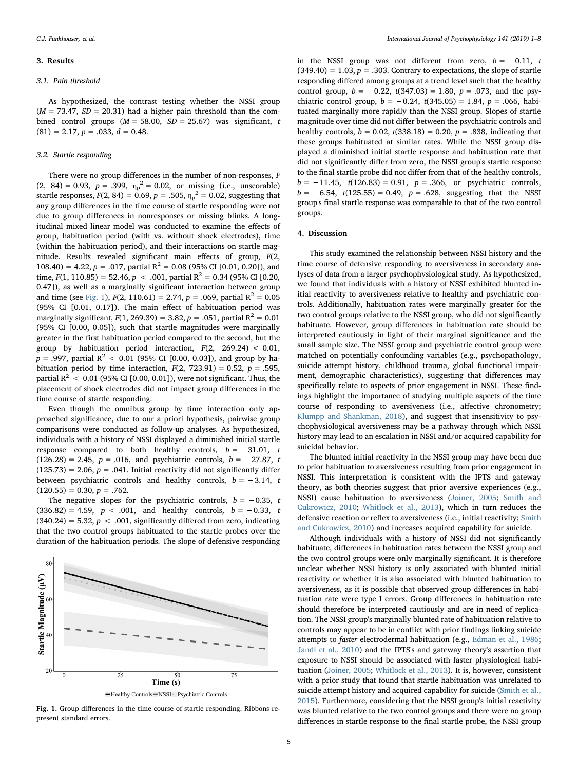## 3. Results

### 3.1. Pain threshold

As hypothesized, the contrast testing whether the NSSI group ($M = 73.47$, $SD = 20.31$) had a higher pain threshold than the combined control groups ($M = 58.00$, $SD = 25.67$) was significant, $t(81) = 2.17$, $p = .033$, $d = 0.48$.

### 3.2. Startle responding

There were no group differences in the number of non-responses, $F(2, 84) = 0.93$, $p = .399$, $\eta_p^2 = 0.02$, or missing (i.e., unscorable) startle responses, $F(2, 84) = 0.69$, $p = .505$, $\eta_p^2 = 0.02$, suggesting that any group differences in the time course of startle responding were not due to group differences in nonresponses or missing blinks. A longitudinal mixed linear model was conducted to examine the effects of group, habituation period (with vs. without shock electrodes), time (within the habituation period), and their interactions on startle magnitude. Results revealed significant main effects of group, $F(2, 108.40) = 4.22$, $p = .017$, partial $R^2 = 0.08$ (95% CI [0.01, 0.20]), and time, $F(1, 110.85) = 52.46$, $p < .001$, partial $R^2 = 0.34$ (95% CI [0.20, 0.47]), as well as a marginally significant interaction between group and time (see Fig. 1), $F(2, 110.61) = 2.74$, $p = .069$, partial $R^2 = 0.05$ (95% CI [0.01, 0.17]). The main effect of habituation period was marginally significant, $F(1, 269.39) = 3.82$, $p = .051$, partial $R^2 = 0.01$ (95% CI [0.00, 0.05]), such that startle magnitudes were marginally greater in the first habituation period compared to the second, but the group by habituation period interaction, $F(2, 269.24) < 0.01$, $p = .997$, partial $R^2 < 0.01$ (95% CI [0.00, 0.03]), and group by habituation period by time interaction, $F(2, 723.91) = 0.52$, $p = .595$, partial $R^2 < 0.01$ (95% CI [0.00, 0.01]), were not significant. Thus, the placement of shock electrodes did not impact group differences in the time course of startle responding.

Even though the omnibus group by time interaction only approached significance, due to our a priori hypothesis, pairwise group comparisons were conducted as follow-up analyses. As hypothesized, individuals with a history of NSSI displayed a diminished initial startle response compared to both healthy controls, $b = -31.01$, $t(126.28) = 2.45$, $p = .016$, and psychiatric controls, $b = -27.87$, $t(125.73) = 2.06$, $p = .041$. Initial reactivity did not significantly differ between psychiatric controls and healthy controls, $b = -3.14$, $t(120.55) = 0.30$, $p = .762$.

The negative slopes for the psychiatric controls, $b = -0.35$, $t(336.82) = 4.59$, $p < .001$, and healthy controls, $b = -0.33$, $t(340.24) = 5.32$, $p < .001$, significantly differed from zero, indicating that the two control groups habituated to the startle probes over the duration of the habituation periods. The slope of defensive responding in the NSSI group was not different from zero, $b = -0.11$, $t(349.40) = 1.03$, $p = .303$. Contrary to expectations, the slope of startle responding differed among groups at a trend level such that the healthy control group, $b = -0.22$, $t(347.03) = 1.80$, $p = .073$, and the psychiatric control group, $b = -0.24$, $t(345.05) = 1.84$, $p = .066$, habituated marginally more rapidly than the NSSI group. Slopes of startle magnitude over time did not differ between the psychiatric controls and healthy controls, $b = 0.02$, $t(338.18) = 0.20$, $p = .838$, indicating that these groups habituated at similar rates. While the NSSI group displayed a diminished initial startle response and habituation rate that did not significantly differ from zero, the NSSI group's startle response to the final startle probe did not differ from that of the healthy controls, $b = -11.45$, $t(126.83) = 0.91$, $p = .366$, or psychiatric controls, $b = -6.54$, $t(125.55) = 0.49$, $p = .628$, suggesting that the NSSI group's final startle response was comparable to that of the two control groups.

Startle Magnitude (µV)
80
60
40
20
0
25
50
75
Time (s)
Healthy Controls NSSI Psychiatric Controls

**Fig. 1.** Group differences in the time course of startle responding. Ribbons represent standard errors.

## 4. Discussion

This study examined the relationship between NSSI history and the time course of defensive responding to aversiveness in secondary analyses of data from a larger psychophysiological study. As hypothesized, we found that individuals with a history of NSSI exhibited blunted initial reactivity to aversiveness relative to healthy and psychiatric controls. Additionally, habituation rates were marginally greater for the two control groups relative to the NSSI group, who did not significantly habituate. However, group differences in habituation rate should be interpreted cautiously in light of their marginal significance and the small sample size. The NSSI group and psychiatric control group were matched on potentially confounding variables (e.g., psychopathology, suicide attempt history, childhood trauma, global functional impairment, demographic characteristics), suggesting that differences may specifically relate to aspects of prior engagement in NSSI. These findings highlight the importance of studying multiple aspects of the time course of responding to aversiveness (i.e., affective chronometry; Klumpp and Shankman, 2018), and suggest that insensitivity to psychophysiological aversiveness may be a pathway through which NSSI history may lead to an escalation in NSSI and/or acquired capability for suicidal behavior.

The blunted initial reactivity in the NSSI group may have been due to prior habituation to aversiveness resulting from prior engagement in NSSI. This interpretation is consistent with the IPTS and gateway theory, as both theories suggest that prior aversive experiences (e.g., NSSI) cause habituation to aversiveness (Joiner, 2005; Smith and Cukrowicz, 2010; Whitlock et al., 2013), which in turn reduces the defensive reaction or reflex to aversiveness (i.e., initial reactivity; Smith and Cukrowicz, 2010) and increases acquired capability for suicide.

Although individuals with a history of NSSI did not significantly habituate, differences in habituation rates between the NSSI group and the two control groups were only marginally significant. It is therefore unclear whether NSSI history is only associated with blunted initial reactivity or whether it is also associated with blunted habituation to aversiveness, as it is possible that observed group differences in habituation rate were type I errors. Group differences in habituation rate should therefore be interpreted cautiously and are in need of replication. The NSSI group's marginally blunted rate of habituation relative to controls may appear to be in conflict with prior findings linking suicide attempts to *faster* electrodermal habituation (e.g., Edman et al., 1986; Jandl et al., 2010) and the IPTS's and gateway theory's assertion that exposure to NSSI should be associated with faster physiological habituation (Joiner, 2005; Whitlock et al., 2013). It is, however, consistent with a prior study that found that startle habituation was unrelated to suicide attempt history and acquired capability for suicide (Smith et al., 2015). Furthermore, considering that the NSSI group's initial reactivity was blunted relative to the two control groups and there were no group differences in startle response to the final startle probe, the NSSI group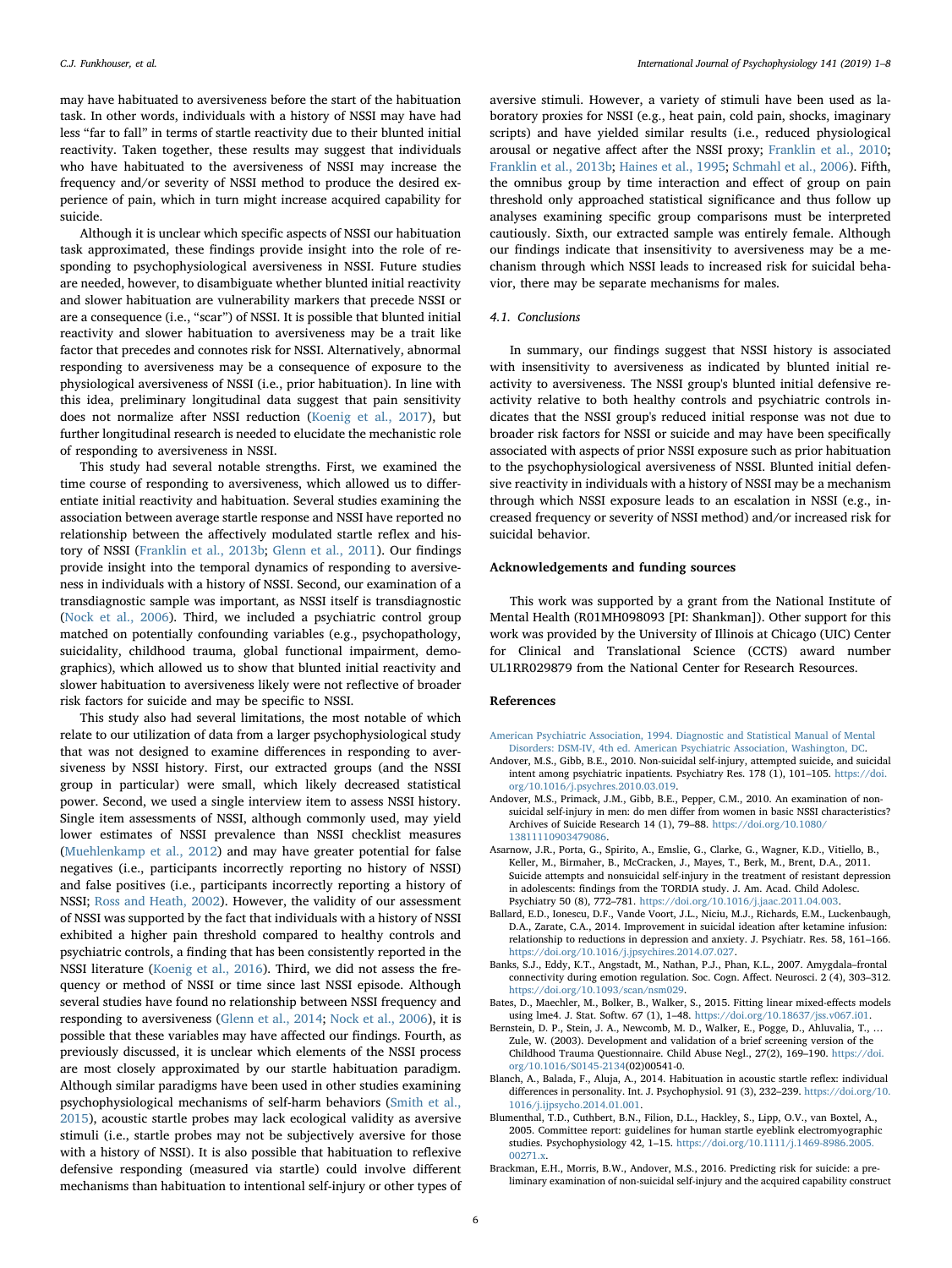may have habituated to aversiveness before the start of the habituation task. In other words, individuals with a history of NSSI may have had less "far to fall" in terms of startle reactivity due to their blunted initial reactivity. Taken together, these results may suggest that individuals who have habituated to the aversiveness of NSSI may increase the frequency and/or severity of NSSI method to produce the desired experience of pain, which in turn might increase acquired capability for suicide.

Although it is unclear which specific aspects of NSSI our habituation task approximated, these findings provide insight into the role of responding to psychophysiological aversiveness in NSSI. Future studies are needed, however, to disambiguate whether blunted initial reactivity and slower habituation are vulnerability markers that precede NSSI or are a consequence (i.e., "scar") of NSSI. It is possible that blunted initial reactivity and slower habituation to aversiveness may be a trait like factor that precedes and connotes risk for NSSI. Alternatively, abnormal responding to aversiveness may be a consequence of exposure to the physiological aversiveness of NSSI (i.e., prior habituation). In line with this idea, preliminary longitudinal data suggest that pain sensitivity does not normalize after NSSI reduction (Koenig et al., 2017), but further longitudinal research is needed to elucidate the mechanistic role of responding to aversiveness in NSSI.

This study had several notable strengths. First, we examined the time course of responding to aversiveness, which allowed us to differentiate initial reactivity and habituation. Several studies examining the association between average startle response and NSSI have reported no relationship between the affectively modulated startle reflex and history of NSSI (Franklin et al., 2013b; Glenn et al., 2011). Our findings provide insight into the temporal dynamics of responding to aversiveness in individuals with a history of NSSI. Second, our examination of a transdiagnostic sample was important, as NSSI itself is transdiagnostic (Nock et al., 2006). Third, we included a psychiatric control group matched on potentially confounding variables (e.g., psychopathology, suicidality, childhood trauma, global functional impairment, demographics), which allowed us to show that blunted initial reactivity and slower habituation to aversiveness likely were not reflective of broader risk factors for suicide and may be specific to NSSI.

This study also had several limitations, the most notable of which relate to our utilization of data from a larger psychophysiological study that was not designed to examine differences in responding to aversiveness by NSSI history. First, our extracted groups (and the NSSI group in particular) were small, which likely decreased statistical power. Second, we used a single interview item to assess NSSI history. Single item assessments of NSSI, although commonly used, may yield lower estimates of NSSI prevalence than NSSI checklist measures (Muehlenkamp et al., 2012) and may have greater potential for false negatives (i.e., participants incorrectly reporting no history of NSSI) and false positives (i.e., participants incorrectly reporting a history of NSSI; Ross and Heath, 2002). However, the validity of our assessment of NSSI was supported by the fact that individuals with a history of NSSI exhibited a higher pain threshold compared to healthy controls and psychiatric controls, a finding that has been consistently reported in the NSSI literature (Koenig et al., 2016). Third, we did not assess the frequency or method of NSSI or time since last NSSI episode. Although several studies have found no relationship between NSSI frequency and responding to aversiveness (Glenn et al., 2014; Nock et al., 2006), it is possible that these variables may have affected our findings. Fourth, as previously discussed, it is unclear which elements of the NSSI process are most closely approximated by our startle habituation paradigm. Although similar paradigms have been used in other studies examining psychophysiological mechanisms of self-harm behaviors (Smith et al., 2015), acoustic startle probes may lack ecological validity as aversive stimuli (i.e., startle probes may not be subjectively aversive for those with a history of NSSI). It is also possible that habituation to reflexive defensive responding (measured via startle) could involve different mechanisms than habituation to intentional self-injury or other types of aversive stimuli. However, a variety of stimuli have been used as laboratory proxies for NSSI (e.g., heat pain, cold pain, shocks, imaginary scripts) and have yielded similar results (i.e., reduced physiological arousal or negative affect after the NSSI proxy; Franklin et al., 2010; Franklin et al., 2013b; Haines et al., 1995; Schmahl et al., 2006). Fifth, the omnibus group by time interaction and effect of group on pain threshold only approached statistical significance and thus follow up analyses examining specific group comparisons must be interpreted cautiously. Sixth, our extracted sample was entirely female. Although our findings indicate that insensitivity to aversiveness may be a mechanism through which NSSI leads to increased risk for suicidal behavior, there may be separate mechanisms for males.

### 4.1. Conclusions

In summary, our findings suggest that NSSI history is associated with insensitivity to aversiveness as indicated by blunted initial reactivity to aversiveness. The NSSI group's blunted initial defensive reactivity relative to both healthy controls and psychiatric controls indicates that the NSSI group's reduced initial response was not due to broader risk factors for NSSI or suicide and may have been specifically associated with aspects of prior NSSI exposure such as prior habituation to the psychophysiological aversiveness of NSSI. Blunted initial defensive reactivity in individuals with a history of NSSI may be a mechanism through which NSSI exposure leads to an escalation in NSSI (e.g., increased frequency or severity of NSSI method) and/or increased risk for suicidal behavior.

## Acknowledgements and funding sources

This work was supported by a grant from the National Institute of Mental Health (R01MH098093 [PI: Shankman]). Other support for this work was provided by the University of Illinois at Chicago (UIC) Center for Clinical and Translational Science (CCTS) award number UL1RR029879 from the National Center for Research Resources.

## References

American Psychiatric Association, 1994. Diagnostic and Statistical Manual of Mental Disorders: DSM-IV, 4th ed. American Psychiatric Association, Washington, DC.

Andover, M.S., Gibb, B.E., 2010. Non-suicidal self-injury, attempted suicide, and suicidal intent among psychiatric inpatients. Psychiatry Res. 178 (1), 101–105. https://doi.org/10.1016/j.psychres.2010.03.019.

Andover, M.S., Primack, J.M., Gibb, B.E., Pepper, C.M., 2010. An examination of non-suicidal self-injury in men: do men differ from women in basic NSSI characteristics? Archives of Suicide Research 14 (1), 79–88. https://doi.org/10.1080/13811110903479086.

Asarnow, J.R., Porta, G., Spirito, A., Emslie, G., Clarke, G., Wagner, K.D., Vitiello, B., Keller, M., Birmaher, B., McCracken, J., Mayes, T., Berk, M., Brent, D.A., 2011. Suicide attempts and nonsuicidal self-injury in the treatment of resistant depression in adolescents: findings from the TORDIA study. J. Am. Acad. Child Adolesc. Psychiatry 50 (8), 772–781. https://doi.org/10.1016/j.jaac.2011.04.003.

Ballard, E.D., Ionescu, D.F., Vande Voort, J.L., Niciu, M.J., Richards, E.M., Luckenbaugh, D.A., Zarate, C.A., 2014. Improvement in suicidal ideation after ketamine infusion: relationship to reductions in depression and anxiety. J. Psychiatr. Res. 58, 161–166. https://doi.org/10.1016/j.jpsychires.2014.07.027.

Banks, S.J., Eddy, K.T., Angstadt, M., Nathan, P.J., Phan, K.L., 2007. Amygdala–frontal connectivity during emotion regulation. Soc. Cogn. Affect. Neurosci. 2 (4), 303–312. https://doi.org/10.1093/scan/nsm029.

Bates, D., Maechler, M., Bolker, B., Walker, S., 2015. Fitting linear mixed-effects models using lme4. J. Stat. Softw. 67 (1), 1–48. https://doi.org/10.18637/jss.v067.i01.

Bernstein, D. P., Stein, J. A., Newcomb, M. D., Walker, E., Pogge, D., Ahluvalia, T., … Zule, W. (2003). Development and validation of a brief screening version of the Childhood Trauma Questionnaire. Child Abuse Negl., 27(2), 169–190. https://doi.org/10.1016/S0145-2134(02)00541-0.

Blanch, A., Balada, F., Aluja, A., 2014. Habituation in acoustic startle reflex: individual differences in personality. Int. J. Psychophysiol. 91 (3), 232–239. https://doi.org/10.1016/j.ijpsycho.2014.01.001.

Blumenthal, T.D., Cuthbert, B.N., Filion, D.L., Hackley, S., Lipp, O.V., van Boxtel, A., 2005. Committee report: guidelines for human startle eyeblink electromyographic studies. Psychophysiology 42, 1–15. https://doi.org/10.1111/j.1469-8986.2005.00271.x.

Brackman, E.H., Morris, B.W., Andover, M.S., 2016. Predicting risk for suicide: a preliminary examination of non-suicidal self-injury and the acquired capability construct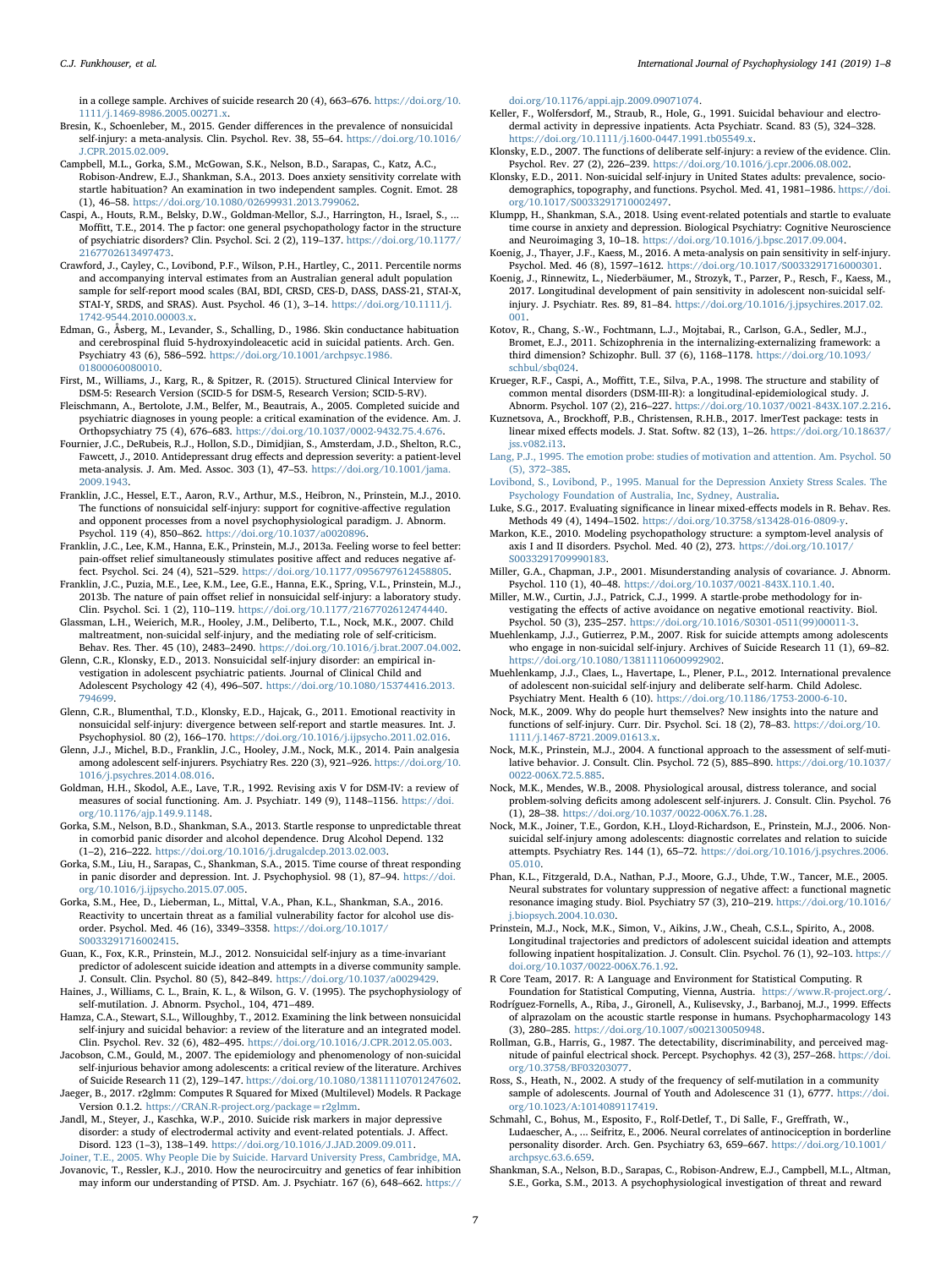in a college sample. Archives of suicide research 20 (4), 663–676. https://doi.org/10.1111/j.1469-8986.2005.00271.x.

Bresin, K., Schoenleber, M., 2015. Gender differences in the prevalence of nonsuicidal self-injury: a meta-analysis. Clin. Psychol. Rev. 38, 55–64. https://doi.org/10.1016/J.CPR.2015.02.009.

Campbell, M.L., Gorka, S.M., McGowan, S.K., Nelson, B.D., Sarapas, C., Katz, A.C., Robison-Andrew, E.J., Shankman, S.A., 2013. Does anxiety sensitivity correlate with startle habituation? An examination in two independent samples. Cognit. Emot. 28 (1), 46–58. https://doi.org/10.1080/02699931.2013.799062.

Caspi, A., Houts, R.M., Belsky, D.W., Goldman-Mellor, S.J., Harrington, H., Israel, S., … Moffitt, T.E., 2014. The p factor: one general psychopathology factor in the structure of psychiatric disorders? Clin. Psychol. Sci. 2 (2), 119–137. https://doi.org/10.1177/2167702613497473.

Crawford, J., Cayley, C., Lovibond, P.F., Wilson, P.H., Hartley, C., 2011. Percentile norms and accompanying interval estimates from an Australian general adult population sample for self-report mood scales (BAI, BDI, CRSD, CES-D, DASS, DASS-21, STAI-X, STAI-Y, SRDS, and SRAS). Aust. Psychol. 46 (1), 3–14. https://doi.org/10.1111/j.1742-9544.2010.00003.x.

Edman, G., Åsberg, M., Levander, S., Schalling, D., 1986. Skin conductance habituation and cerebrospinal fluid 5-hydroxyindoleacetic acid in suicidal patients. Arch. Gen. Psychiatry 43 (6), 586–592. https://doi.org/10.1001/archpsyc.1986.01800060080010.

First, M., Williams, J., Karg, R., & Spitzer, R. (2015). Structured Clinical Interview for DSM-5: Research Version (SCID-5 for DSM-5, Research Version; SCID-5-RV).

Fleischmann, A., Bertolote, J.M., Belfer, M., Beautrais, A., 2005. Completed suicide and psychiatric diagnoses in young people: a critical examination of the evidence. Am. J. Orthopsychiatry 75 (4), 676–683. https://doi.org/10.1037/0002-9432.75.4.676.

Fournier, J.C., DeRubeis, R.J., Hollon, S.D., Dimidjian, S., Amsterdam, J.D., Shelton, R.C., Fawcett, J., 2010. Antidepressant drug effects and depression severity: a patient-level meta-analysis. J. Am. Med. Assoc. 303 (1), 47–53. https://doi.org/10.1001/jama.2009.1943.

Franklin, J.C., Hessel, E.T., Aaron, R.V., Arthur, M.S., Heibron, N., Prinstein, M.J., 2010. The functions of nonsuicidal self-injury: support for cognitive-affective regulation and opponent processes from a novel psychophysiological paradigm. J. Abnorm. Psychol. 119 (4), 850–862. https://doi.org/10.1037/a0020896.

Franklin, J.C., Lee, K.M., Hanna, E.K., Prinstein, M.J., 2013a. Feeling worse to feel better: pain-offset relief simultaneously stimulates positive affect and reduces negative affect. Psychol. Sci. 24 (4), 521–529. https://doi.org/10.1177/0956797612458805.

Franklin, J.C., Puzia, M.E., Lee, K.M., Lee, G.E., Hanna, E.K., Spring, V.L., Prinstein, M.J., 2013b. The nature of pain offset relief in nonsuicidal self-injury: a laboratory study. Clin. Psychol. Sci. 1 (2), 110–119. https://doi.org/10.1177/2167702612474440.

Glassman, L.H., Weierich, M.R., Hooley, J.M., Deliberto, T.L., Nock, M.K., 2007. Child maltreatment, non-suicidal self-injury, and the mediating role of self-criticism. Behav. Res. Ther. 45 (10), 2483–2490. https://doi.org/10.1016/j.brat.2007.04.002.

Glenn, C.R., Klonsky, E.D., 2013. Nonsuicidal self-injury disorder: an empirical investigation in adolescent psychiatric patients. Journal of Clinical Child and Adolescent Psychology 42 (4), 496–507. https://doi.org/10.1080/15374416.2013.794699.

Glenn, C.R., Blumenthal, T.D., Klonsky, E.D., Hajcak, G., 2011. Emotional reactivity in nonsuicidal self-injury: divergence between self-report and startle measures. Int. J. Psychophysiol. 80 (2), 166–170. https://doi.org/10.1016/j.ijpsycho.2011.02.016.

Glenn, J.J., Michel, B.D., Franklin, J.C., Hooley, J.M., Nock, M.K., 2014. Pain analgesia among adolescent self-injurers. Psychiatry Res. 220 (3), 921–926. https://doi.org/10.1016/j.psychres.2014.08.016.

Goldman, H.H., Skodol, A.E., Lave, T.R., 1992. Revising axis V for DSM-IV: a review of measures of social functioning. Am. J. Psychiatr. 149 (9), 1148–1156. https://doi.org/10.1176/ajp.149.9.1148.

Gorka, S.M., Nelson, B.D., Shankman, S.A., 2013. Startle response to unpredictable threat in comorbid panic disorder and alcohol dependence. Drug Alcohol Depend. 132 (1–2), 216–222. https://doi.org/10.1016/j.drugalcdep.2013.02.003.

Gorka, S.M., Liu, H., Sarapas, C., Shankman, S.A., 2015. Time course of threat responding in panic disorder and depression. Int. J. Psychophysiol. 98 (1), 87–94. https://doi.org/10.1016/j.ijpsycho.2015.07.005.

Gorka, S.M., Hee, D., Lieberman, L., Mittal, V.A., Phan, K.L., Shankman, S.A., 2016. Reactivity to uncertain threat as a familial vulnerability factor for alcohol use disorder. Psychol. Med. 46 (16), 3349–3358. https://doi.org/10.1017/S0033291716002415.

Guan, K., Fox, K.R., Prinstein, M.J., 2012. Nonsuicidal self-injury as a time-invariant predictor of adolescent suicide ideation and attempts in a diverse community sample. J. Consult. Clin. Psychol. 80 (5), 842–849. https://doi.org/10.1037/a0029429.

Haines, J., Williams, C. L., Brain, K. L., & Wilson, G. V. (1995). The psychophysiology of self-mutilation. J. Abnorm. Psychol., 104, 471–489.

Hamza, C.A., Stewart, S.L., Willoughby, T., 2012. Examining the link between nonsuicidal self-injury and suicidal behavior: a review of the literature and an integrated model. Clin. Psychol. Rev. 32 (6), 482–495. https://doi.org/10.1016/J.CPR.2012.05.003.

Jacobson, C.M., Gould, M., 2007. The epidemiology and phenomenology of non-suicidal self-injurious behavior among adolescents: a critical review of the literature. Archives of Suicide Research 11 (2), 129–147. https://doi.org/10.1080/13811110701247602.

Jaeger, B., 2017. r2glmm: Computes R Squared for Mixed (Multilevel) Models. R Package Version 0.1.2. https://CRAN.R-project.org/package=r2glmm.

Jandl, M., Steyer, J., Kaschka, W.P., 2010. Suicide risk markers in major depressive disorder: a study of electrodermal activity and event-related potentials. J. Affect. Disord. 123 (1–3), 138–149. https://doi.org/10.1016/J.JAD.2009.09.011.

Joiner, T.E., 2005. Why People Die by Suicide. Harvard University Press, Cambridge, MA.

Jovanovic, T., Ressler, K.J., 2010. How the neurocircuitry and genetics of fear inhibition may inform our understanding of PTSD. Am. J. Psychiatr. 167 (6), 648–662. https://doi.org/10.1176/appi.ajp.2009.09071074.

Keller, F., Wolfersdorf, M., Straub, R., Hole, G., 1991. Suicidal behaviour and electrodermal activity in depressive inpatients. Acta Psychiatr. Scand. 83 (5), 324–328. https://doi.org/10.1111/j.1600-0447.1991.tb05549.x.

Klonsky, E.D., 2007. The functions of deliberate self-injury: a review of the evidence. Clin. Psychol. Rev. 27 (2), 226–239. https://doi.org/10.1016/j.cpr.2006.08.002.

Klonsky, E.D., 2011. Non-suicidal self-injury in United States adults: prevalence, sociodemographics, topography, and functions. Psychol. Med. 41, 1981–1986. https://doi.org/10.1017/S0033291710002497.

Klumpp, H., Shankman, S.A., 2018. Using event-related potentials and startle to evaluate time course in anxiety and depression. Biological Psychiatry: Cognitive Neuroscience and Neuroimaging 3, 10–18. https://doi.org/10.1016/j.bpsc.2017.09.004.

Koenig, J., Thayer, J.F., Kaess, M., 2016. A meta-analysis on pain sensitivity in self-injury. Psychol. Med. 46 (8), 1597–1612. https://doi.org/10.1017/S0033291716000301.

Koenig, J., Rinnewitz, L., Niederbäumer, M., Strozyk, T., Parzer, P., Resch, F., Kaess, M., 2017. Longitudinal development of pain sensitivity in adolescent non-suicidal self-injury. J. Psychiatr. Res. 89, 81–84. https://doi.org/10.1016/j.jpsychires.2017.02.001.

Kotov, R., Chang, S.-W., Fochtmann, L.J., Mojtabai, R., Carlson, G.A., Sedler, M.J., Bromet, E.J., 2011. Schizophrenia in the internalizing-externalizing framework: a third dimension? Schizophr. Bull. 37 (6), 1168–1178. https://doi.org/10.1093/schbul/sbq024.

Krueger, R.F., Caspi, A., Moffitt, T.E., Silva, P.A., 1998. The structure and stability of common mental disorders (DSM-III-R): a longitudinal-epidemiological study. J. Abnorm. Psychol. 107 (2), 216–227. https://doi.org/10.1037/0021-843X.107.2.216.

Kuznetsova, A., Brockhoff, P.B., Christensen, R.H.B., 2017. lmerTest package: tests in linear mixed effects models. J. Stat. Softw. 82 (13), 1–26. https://doi.org/10.18637/jss.v082.i13.

Lang, P.J., 1995. The emotion probe: studies of motivation and attention. Am. Psychol. 50 (5), 372–385.

Lovibond, S., Lovibond, P., 1995. Manual for the Depression Anxiety Stress Scales. The Psychology Foundation of Australia, Inc, Sydney, Australia.

Luke, S.G., 2017. Evaluating significance in linear mixed-effects models in R. Behav. Res. Methods 49 (4), 1494–1502. https://doi.org/10.3758/s13428-016-0809-y.

Markon, K.E., 2010. Modeling psychopathology structure: a symptom-level analysis of axis I and II disorders. Psychol. Med. 40 (2), 273. https://doi.org/10.1017/S0033291709990183.

Miller, G.A., Chapman, J.P., 2001. Misunderstanding analysis of covariance. J. Abnorm. Psychol. 110 (1), 40–48. https://doi.org/10.1037/0021-843X.110.1.40.

Miller, M.W., Curtin, J.J., Patrick, C.J., 1999. A startle-probe methodology for investigating the effects of active avoidance on negative emotional reactivity. Biol. Psychol. 50 (3), 235–257. https://doi.org/10.1016/S0301-0511(99)00011-3.

Muehlenkamp, J.J., Gutierrez, P.M., 2007. Risk for suicide attempts among adolescents who engage in non-suicidal self-injury. Archives of Suicide Research 11 (1), 69–82. https://doi.org/10.1080/13811110600992902.

Muehlenkamp, J.J., Claes, L., Havertape, L., Plener, P.L., 2012. International prevalence of adolescent non-suicidal self-injury and deliberate self-harm. Child Adolesc. Psychiatry Ment. Health 6 (10). https://doi.org/10.1186/1753-2000-6-10.

Nock, M.K., 2009. Why do people hurt themselves? New insights into the nature and functions of self-injury. Curr. Dir. Psychol. Sci. 18 (2), 78–83. https://doi.org/10.1111/j.1467-8721.2009.01613.x.

Nock, M.K., Prinstein, M.J., 2004. A functional approach to the assessment of self-mutilative behavior. J. Consult. Clin. Psychol. 72 (5), 885–890. https://doi.org/10.1037/0022-006X.72.5.885.

Nock, M.K., Mendes, W.B., 2008. Physiological arousal, distress tolerance, and social problem-solving deficits among adolescent self-injurers. J. Consult. Clin. Psychol. 76 (1), 28–38. https://doi.org/10.1037/0022-006X.76.1.28.

Nock, M.K., Joiner, T.E., Gordon, K.H., Lloyd-Richardson, E., Prinstein, M.J., 2006. Non-suicidal self-injury among adolescents: diagnostic correlates and relation to suicide attempts. Psychiatry Res. 144 (1), 65–72. https://doi.org/10.1016/j.psychres.2006.05.010.

Phan, K.L., Fitzgerald, D.A., Nathan, P.J., Moore, G.J., Uhde, T.W., Tancer, M.E., 2005. Neural substrates for voluntary suppression of negative affect: a functional magnetic resonance imaging study. Biol. Psychiatry 57 (3), 210–219. https://doi.org/10.1016/j.biopsych.2004.10.030.

Prinstein, M.J., Nock, M.K., Simon, V., Aikins, J.W., Cheah, C.S.L., Spirito, A., 2008. Longitudinal trajectories and predictors of adolescent suicidal ideation and attempts following inpatient hospitalization. J. Consult. Clin. Psychol. 76 (1), 92–103. https://doi.org/10.1037/0022-006X.76.1.92.

R Core Team, 2017. R: A Language and Environment for Statistical Computing. R Foundation for Statistical Computing, Vienna, Austria. https://www.R-project.org/.

Rodríguez-Fornells, A., Riba, J., Gironell, A., Kulisevsky, J., Barbanoj, M.J., 1999. Effects of alprazolam on the acoustic startle response in humans. Psychopharmacology 143 (3), 280–285. https://doi.org/10.1007/s002130050948.

Rollman, G.B., Harris, G., 1987. The detectability, discriminability, and perceived magnitude of painful electrical shock. Percept. Psychophys. 42 (3), 257–268. https://doi.org/10.3758/BF03203077.

Ross, S., Heath, N., 2002. A study of the frequency of self-mutilation in a community sample of adolescents. Journal of Youth and Adolescence 31 (1), 6777. https://doi.org/10.1023/A:1014089117419.

Schmahl, C., Bohus, M., Esposito, F., Rolf-Detlef, T., Di Salle, F., Greffrath, W., Ludaescher, A., … Seifritz, E., 2006. Neural correlates of antinociception in borderline personality disorder. Arch. Gen. Psychiatry 63, 659–667. https://doi.org/10.1001/archpsyc.63.6.659.

Shankman, S.A., Nelson, B.D., Sarapas, C., Robison-Andrew, E.J., Campbell, M.L., Altman, S.E., Gorka, S.M., 2013. A psychophysiological investigation of threat and reward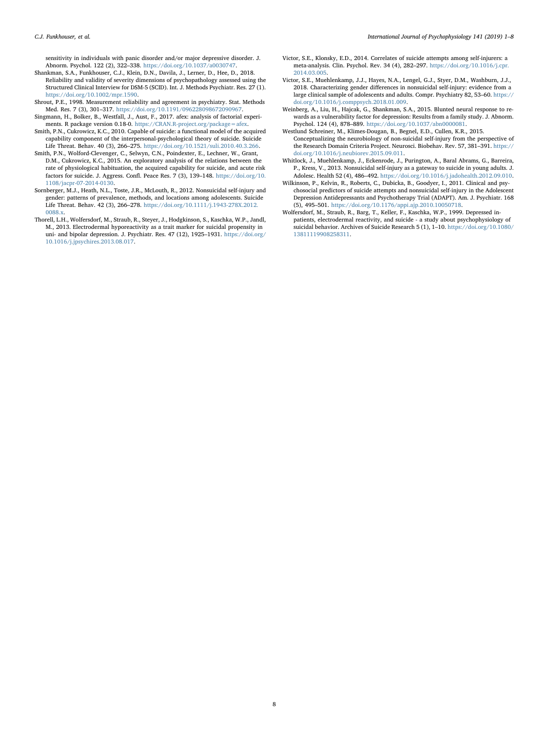sensitivity in individuals with panic disorder and/or major depressive disorder. J. Abnorm. Psychol. 122 (2), 322–338. https://doi.org/10.1037/a0030747.

Shankman, S.A., Funkhouser, C.J., Klein, D.N., Davila, J., Lerner, D., Hee, D., 2018. Reliability and validity of severity dimensions of psychopathology assessed using the Structured Clinical Interview for DSM-5 (SCID). Int. J. Methods Psychiatr. Res. 27 (1). https://doi.org/10.1002/mpr.1590.

Shrout, P.E., 1998. Measurement reliability and agreement in psychiatry. Stat. Methods Med. Res. 7 (3), 301–317. https://doi.org/10.1191/096228098672090967.

Singmann, H., Bolker, B., Westfall, J., Aust, F., 2017. afex: analysis of factorial experiments. R package version 0.18-0. https://CRAN.R-project.org/package=afex.

Smith, P.N., Cukrowicz, K.C., 2010. Capable of suicide: a functional model of the acquired capability component of the interpersonal-psychological theory of suicide. Suicide Life Threat. Behav. 40 (3), 266–275. https://doi.org/10.1521/suli.2010.40.3.266.

Smith, P.N., Wolford-Clevenger, C., Selwyn, C.N., Poindexter, E., Lechner, W., Grant, D.M., Cukrowicz, K.C., 2015. An exploratory analysis of the relations between the rate of physiological habituation, the acquired capability for suicide, and acute risk factors for suicide. J. Aggress. Confl. Peace Res. 7 (3), 139–148. https://doi.org/10.1108/jacpr-07-2014-0130.

Sornberger, M.J., Heath, N.L., Toste, J.R., McLouth, R., 2012. Nonsuicidal self-injury and gender: patterns of prevalence, methods, and locations among adolescents. Suicide Life Threat. Behav. 42 (3), 266–278. https://doi.org/10.1111/j.1943-278X.2012.0088.x.

Thorell, L.H., Wolfersdorf, M., Straub, R., Steyer, J., Hodgkinson, S., Kaschka, W.P., Jandl, M., 2013. Electrodermal hyporeactivity as a trait marker for suicidal propensity in uni- and bipolar depression. J. Psychiatr. Res. 47 (12), 1925–1931. https://doi.org/10.1016/j.jpsychires.2013.08.017.

Victor, S.E., Klonsky, E.D., 2014. Correlates of suicide attempts among self-injurers: a meta-analysis. Clin. Psychol. Rev. 34 (4), 282–297. https://doi.org/10.1016/j.cpr.2014.03.005.

Victor, S.E., Muehlenkamp, J.J., Hayes, N.A., Lengel, G.J., Styer, D.M., Washburn, J.J., 2018. Characterizing gender differences in nonsuicidal self-injury: evidence from a large clinical sample of adolescents and adults. Compr. Psychiatry 82, 53–60. https://doi.org/10.1016/j.comppsych.2018.01.009.

Weinberg, A., Liu, H., Hajcak, G., Shankman, S.A., 2015. Blunted neural response to rewards as a vulnerability factor for depression: Results from a family study. J. Abnorm. Psychol. 124 (4), 878–889. https://doi.org/10.1037/abn0000081.

Westlund Schreiner, M., Klimes-Dougan, B., Begnel, E.D., Cullen, K.R., 2015. Conceptualizing the neurobiology of non-suicidal self-injury from the perspective of the Research Domain Criteria Project. Neurosci. Biobehav. Rev. 57, 381–391. https://doi.org/10.1016/j.neubiorev.2015.09.011.

Whitlock, J., Muehlenkamp, J., Eckenrode, J., Purington, A., Baral Abrams, G., Barreira, P., Kress, V., 2013. Nonsuicidal self-injury as a gateway to suicide in young adults. J. Adolesc. Health 52 (4), 486–492. https://doi.org/10.1016/j.jadohealth.2012.09.010.

Wilkinson, P., Kelvin, R., Roberts, C., Dubicka, B., Goodyer, I., 2011. Clinical and psychosocial predictors of suicide attempts and nonsuicidal self-injury in the Adolescent Depression Antidepressants and Psychotherapy Trial (ADAPT). Am. J. Psychiatr. 168 (5), 495–501. https://doi.org/10.1176/appi.ajp.2010.10050718.

Wolfersdorf, M., Straub, R., Barg, T., Keller, F., Kaschka, W.P., 1999. Depressed inpatients, electrodermal reactivity, and suicide - a study about psychophysiology of suicidal behavior. Archives of Suicide Research 5 (1), 1–10. https://doi.org/10.1080/13811119908258311.